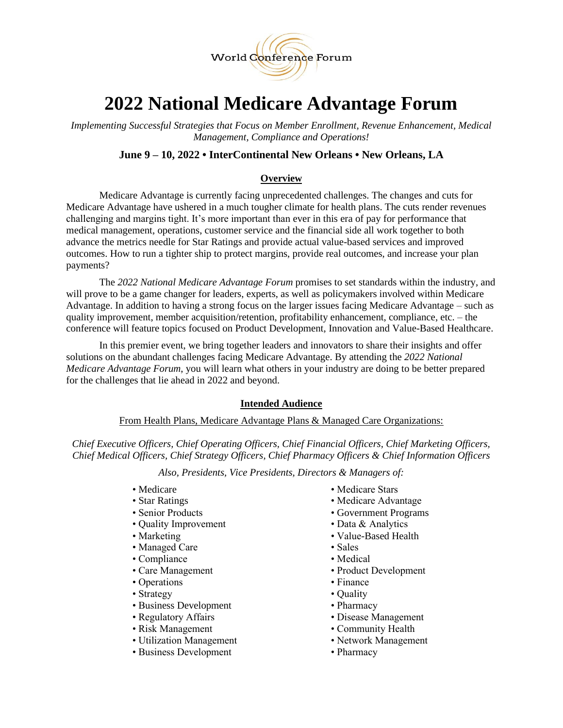World Conference Forum

# 2022 National Medicare Advantage Forum

*Implementing Successful Strategies that Focus on Member Enrollment, Revenue Enhancement, Medical Management, Compliance and Operations!*

**June 9 – 10, 2022 • InterContinental New Orleans • New Orleans, LA**

## Overview

Medicare Advantage is currently facing unprecedented challenges. The changes and cuts for Medicare Advantage have ushered in a much tougher climate for health plans. The cuts render revenues challenging and margins tight. It's more important than ever in this era of pay for performance that medical management, operations, customer service and the financial side all work together to both advance the metrics needle for Star Ratings and provide actual value-based services and improved outcomes. How to run a tighter ship to protect margins, provide real outcomes, and increase your plan payments?

The *2022 National Medicare Advantage Forum* promises to set standards within the industry, and will prove to be a game changer for leaders, experts, as well as policymakers involved within Medicare Advantage. In addition to having a strong focus on the larger issues facing Medicare Advantage – such as quality improvement, member acquisition/retention, profitability enhancement, compliance, etc. – the conference will feature topics focused on Product Development, Innovation and Value-Based Healthcare.

In this premier event, we bring together leaders and innovators to share their insights and offer solutions on the abundant challenges facing Medicare Advantage. By attending the *2022 National Medicare Advantage Forum*, you will learn what others in your industry are doing to be better prepared for the challenges that lie ahead in 2022 and beyond.

## Intended Audience

From Health Plans, Medicare Advantage Plans & Managed Care Organizations:

*Chief Executive Officers, Chief Operating Officers, Chief Financial Officers, Chief Marketing Officers, Chief Medical Officers, Chief Strategy Officers, Chief Pharmacy Officers & Chief Information Officers*

*Also, Presidents, Vice Presidents, Directors & Managers of:*

- Medicare
- Star Ratings
- Senior Products
- Quality Improvement
- Marketing
- Managed Care
- Compliance
- Care Management
- Operations
- Strategy
- Business Development
- Regulatory Affairs
- Risk Management
- Utilization Management
- Business Development
- Medicare Stars
- Medicare Advantage
- Government Programs
- Data & Analytics
- Value-Based Health
- Sales
- Medical
- Product Development
- Finance
- Quality
- Pharmacy
- Disease Management
- Community Health
- Network Management
- Pharmacy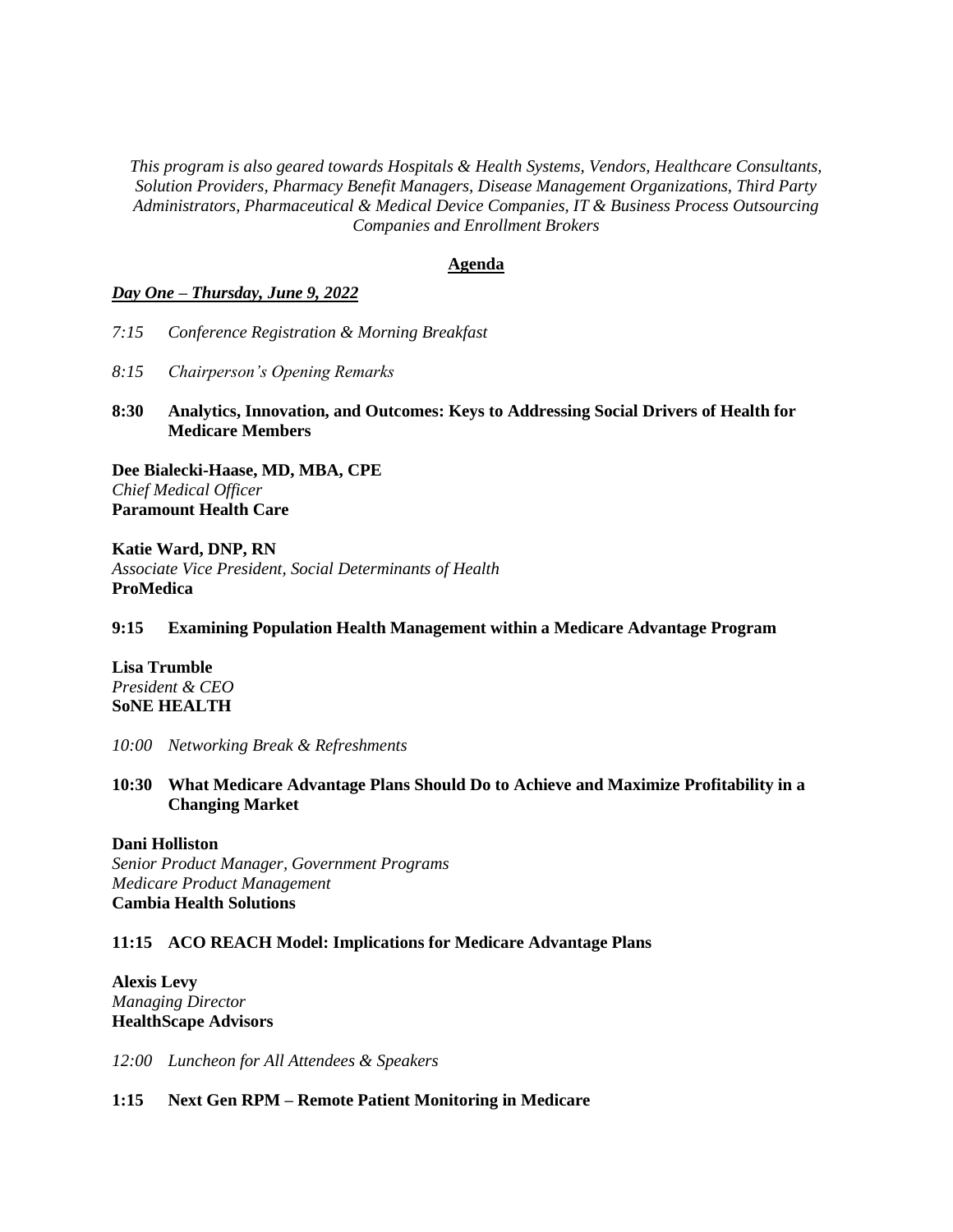*This program is also geared towards Hospitals & Health Systems, Vendors, Healthcare Consultants, Solution Providers, Pharmacy Benefit Managers, Disease Management Organizations, Third Party Administrators, Pharmaceutical & Medical Device Companies, IT & Business Process Outsourcing Companies and Enrollment Brokers*

## Agenda

***Day One – Thursday, June 9, 2022***

*7:15 Conference Registration & Morning Breakfast*

*8:15 Chairperson's Opening Remarks*

**8:30 Analytics, Innovation, and Outcomes: Keys to Addressing Social Drivers of Health for Medicare Members**

**Dee Bialecki-Haase, MD, MBA, CPE**
*Chief Medical Officer*
**Paramount Health Care**

**Katie Ward, DNP, RN**
*Associate Vice President, Social Determinants of Health*
**ProMedica**

**9:15 Examining Population Health Management within a Medicare Advantage Program**

**Lisa Trumble**
*President & CEO*
**SoNE HEALTH**

*10:00 Networking Break & Refreshments*

**10:30 What Medicare Advantage Plans Should Do to Achieve and Maximize Profitability in a Changing Market**

**Dani Holliston**
*Senior Product Manager, Government Programs*
*Medicare Product Management*
**Cambia Health Solutions**

**11:15 ACO REACH Model: Implications for Medicare Advantage Plans**

**Alexis Levy**
*Managing Director*
**HealthScape Advisors**

*12:00 Luncheon for All Attendees & Speakers*

**1:15 Next Gen RPM – Remote Patient Monitoring in Medicare**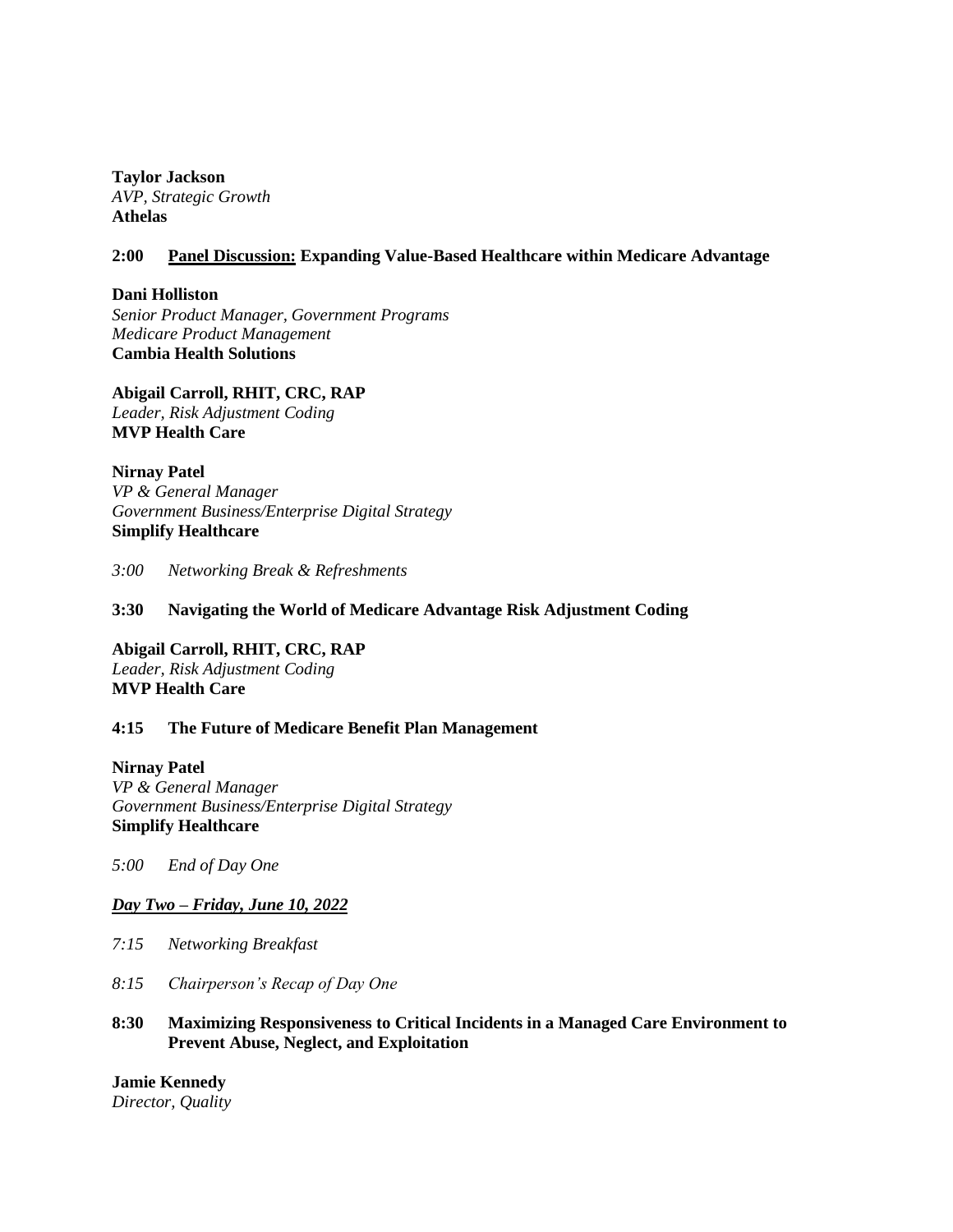**Taylor Jackson**
*AVP, Strategic Growth*
**Athelas**

**2:00 Panel Discussion: Expanding Value-Based Healthcare within Medicare Advantage**

**Dani Holliston**
*Senior Product Manager, Government Programs*
*Medicare Product Management*
**Cambia Health Solutions**

**Abigail Carroll, RHIT, CRC, RAP**
*Leader, Risk Adjustment Coding*
**MVP Health Care**

**Nirnay Patel**
*VP & General Manager*
*Government Business/Enterprise Digital Strategy*
**Simplify Healthcare**

*3:00 Networking Break & Refreshments*

**3:30 Navigating the World of Medicare Advantage Risk Adjustment Coding**

**Abigail Carroll, RHIT, CRC, RAP**
*Leader, Risk Adjustment Coding*
**MVP Health Care**

**4:15 The Future of Medicare Benefit Plan Management**

**Nirnay Patel**
*VP & General Manager*
*Government Business/Enterprise Digital Strategy*
**Simplify Healthcare**

*5:00 End of Day One*

## *Day Two – Friday, June 10, 2022*

*7:15 Networking Breakfast*

*8:15 Chairperson's Recap of Day One*

**8:30 Maximizing Responsiveness to Critical Incidents in a Managed Care Environment to Prevent Abuse, Neglect, and Exploitation**

**Jamie Kennedy**
*Director, Quality*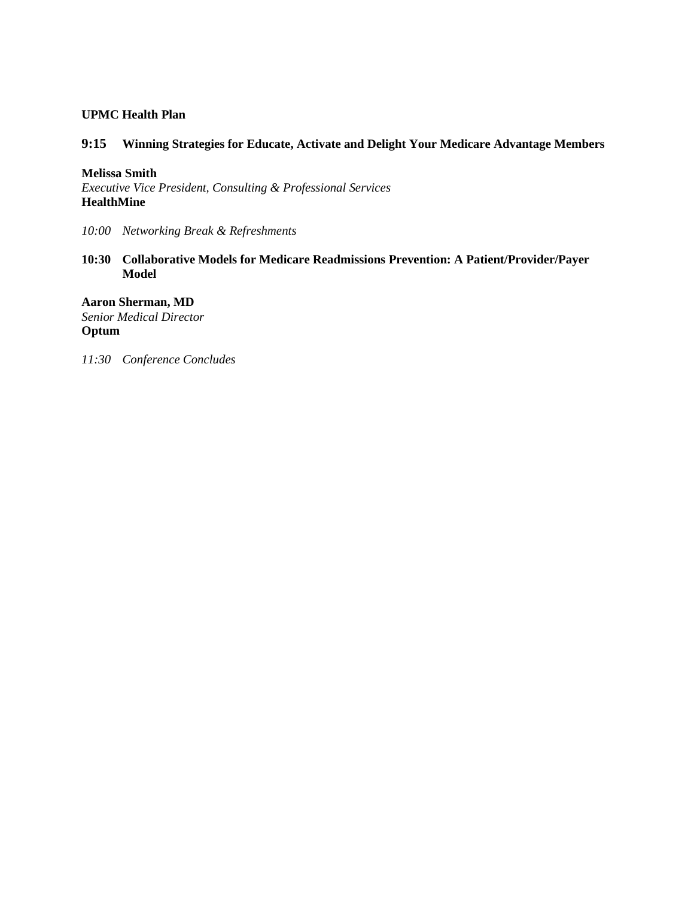**UPMC Health Plan**

**9:15 Winning Strategies for Educate, Activate and Delight Your Medicare Advantage Members**

**Melissa Smith**
*Executive Vice President, Consulting & Professional Services*
**HealthMine**

*10:00 Networking Break & Refreshments*

**10:30 Collaborative Models for Medicare Readmissions Prevention: A Patient/Provider/Payer Model**

**Aaron Sherman, MD**
*Senior Medical Director*
**Optum**

*11:30 Conference Concludes*